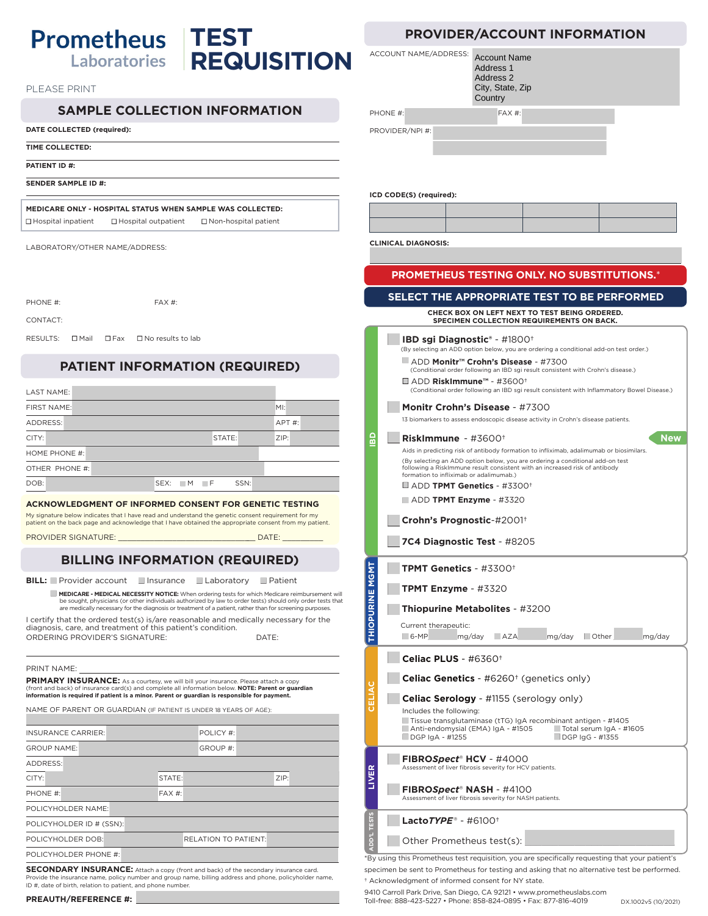# Prometheus Laboratories

# TEST REQUISITION

PLEASE PRINT

## SAMPLE COLLECTION INFORMATION

**DATE COLLECTED (required):**

**TIME COLLECTED:**

**PATIENT ID #:**

**SENDER SAMPLE ID #:**

**MEDICARE ONLY - HOSPITAL STATUS WHEN SAMPLE WAS COLLECTED:**

☐ Hospital inpatient ☐ Hospital outpatient ☐ Non-hospital patient

LABORATORY/OTHER NAME/ADDRESS:

PHONE #: FAX #:

CONTACT:

RESULTS: ☐ Mail ☐ Fax ☐ No results to lab

## PATIENT INFORMATION (REQUIRED)

LAST NAME:

FIRST NAME: MI:

ADDRESS: APT #:

CITY: STATE: ZIP:

HOME PHONE #:

OTHER PHONE #:

DOB: SEX: ☐ M ☐ F SSN:

**ACKNOWLEDGMENT OF INFORMED CONSENT FOR GENETIC TESTING**

My signature below indicates that I have read and understand the genetic consent requirement for my patient on the back page and acknowledge that I have obtained the appropriate consent from my patient.

PROVIDER SIGNATURE: ______________________________ DATE: __________

## BILLING INFORMATION (REQUIRED)

**BILL:** ☐ Provider account ☐ Insurance ☐ Laboratory ☐ Patient

☐ **MEDICARE - MEDICAL NECESSITY NOTICE:** When ordering tests for which Medicare reimbursement will be sought, physicians (or other individuals authorized by law to order tests) should order only tests that are medically necessary for the diagnosis or treatment of a patient, rather than for screening purposes.

I certify that the ordered test(s) is/are reasonable and medically necessary for the diagnosis, care, and treatment of this patient's condition.

ORDERING PROVIDER'S SIGNATURE: DATE:

PRINT NAME:

**PRIMARY INSURANCE:** As a courtesy, we will bill your insurance. Please attach a copy (front and back) of insurance card(s) and complete all information below. **NOTE: Parent or guardian information is required if patient is a minor. Parent or guardian is responsible for payment.**

NAME OF PARENT OR GUARDIAN (IF PATIENT IS UNDER 18 YEARS OF AGE):

INSURANCE CARRIER: POLICY #:

GROUP NAME: GROUP #:

ADDRESS:

CITY: STATE: ZIP:

PHONE #: FAX #:

POLICYHOLDER NAME:

POLICYHOLDER ID # (SSN):

POLICYHOLDER DOB: RELATION TO PATIENT:

POLICYHOLDER PHONE #:

**SECONDARY INSURANCE:** Attach a copy (front and back) of the secondary insurance card. Provide the insurance name, policy number and group name, billing address and phone, policyholder name, ID #, date of birth, relation to patient, and phone number.

**PREAUTH/REFERENCE #:**

## PROVIDER/ACCOUNT INFORMATION

ACCOUNT NAME/ADDRESS:
Account Name
Address 1
Address 2
City, State, Zip
Country

PHONE #: FAX #:

PROVIDER/NPI #:

**ICD CODE(S) (required):**

| | | | |
|---|---|---|---|
| | | | |
| | | | |

**CLINICAL DIAGNOSIS:**

**PROMETHEUS TESTING ONLY. NO SUBSTITUTIONS.***

**SELECT THE APPROPRIATE TEST TO BE PERFORMED**

**CHECK BOX ON LEFT NEXT TO TEST BEING ORDERED. SPECIMEN COLLECTION REQUIREMENTS ON BACK.**

### IBD

☐ **IBD sgi Diagnostic**® - #1800†
(By selecting an ADD option below, you are ordering a conditional add-on test order.)
- ☐ ADD **Monitr™ Crohn's Disease** - #7300 (Conditional order following an IBD sgi result consistent with Crohn's disease.)
- ☐ ADD **RiskImmune™** - #3600† (Conditional order following an IBD sgi result consistent with Inflammatory Bowel Disease.)

☐ **Monitr Crohn's Disease** - #7300
13 biomarkers to assess endoscopic disease activity in Crohn's disease patients.

☐ **RiskImmune** - #3600† **New**
Aids in predicting risk of antibody formation to infliximab, adalimumab or biosimilars.
(By selecting an ADD option below, you are ordering a conditional add-on test following a RiskImmune result consistent with an increased risk of antibody formation to infliximab or adalimumab.)
- ☐ ADD **TPMT Genetics** - #3300†
- ☐ ADD **TPMT Enzyme** - #3320

☐ **Crohn's Prognostic**-#2001†

☐ **7C4 Diagnostic Test** - #8205

### THIOPURINE MGMT

☐ **TPMT Genetics** - #3300†

☐ **TPMT Enzyme** - #3320

☐ **Thiopurine Metabolites** - #3200

Current therapeutic:
☐ 6-MP ____ mg/day ☐ AZA ____ mg/day ☐ Other ____ mg/day

### CELIAC

☐ **Celiac PLUS** - #6360†

☐ **Celiac Genetics** - #6260† (genetics only)

☐ **Celiac Serology** - #1155 (serology only)
Includes the following:
- ☐ Tissue transglutaminase (tTG) IgA recombinant antigen - #1405
- ☐ Anti-endomysial (EMA) IgA - #1505
- ☐ Total serum IgA - #1605
- ☐ DGP IgA - #1255
- ☐ DGP IgG - #1355

### LIVER

☐ **FIBRO*Spect*® HCV** - #4000
Assessment of liver fibrosis severity for HCV patients.

☐ **FIBRO*Spect*® NASH** - #4100
Assessment of liver fibrosis severity for NASH patients.

### ADD'L TESTS

☐ **Lacto*TYPE*®** - #6100†

☐ Other Prometheus test(s):

*By using this Prometheus test requisition, you are specifically requesting that your patient's specimen be sent to Prometheus for testing and asking that no alternative test be performed.

† Acknowledgment of informed consent for NY state.

9410 Carroll Park Drive, San Diego, CA 92121 • www.prometheuslabs.com
Toll-free: 888-423-5227 • Phone: 858-824-0895 • Fax: 877-816-4019

DX.1002v5 (10/2021)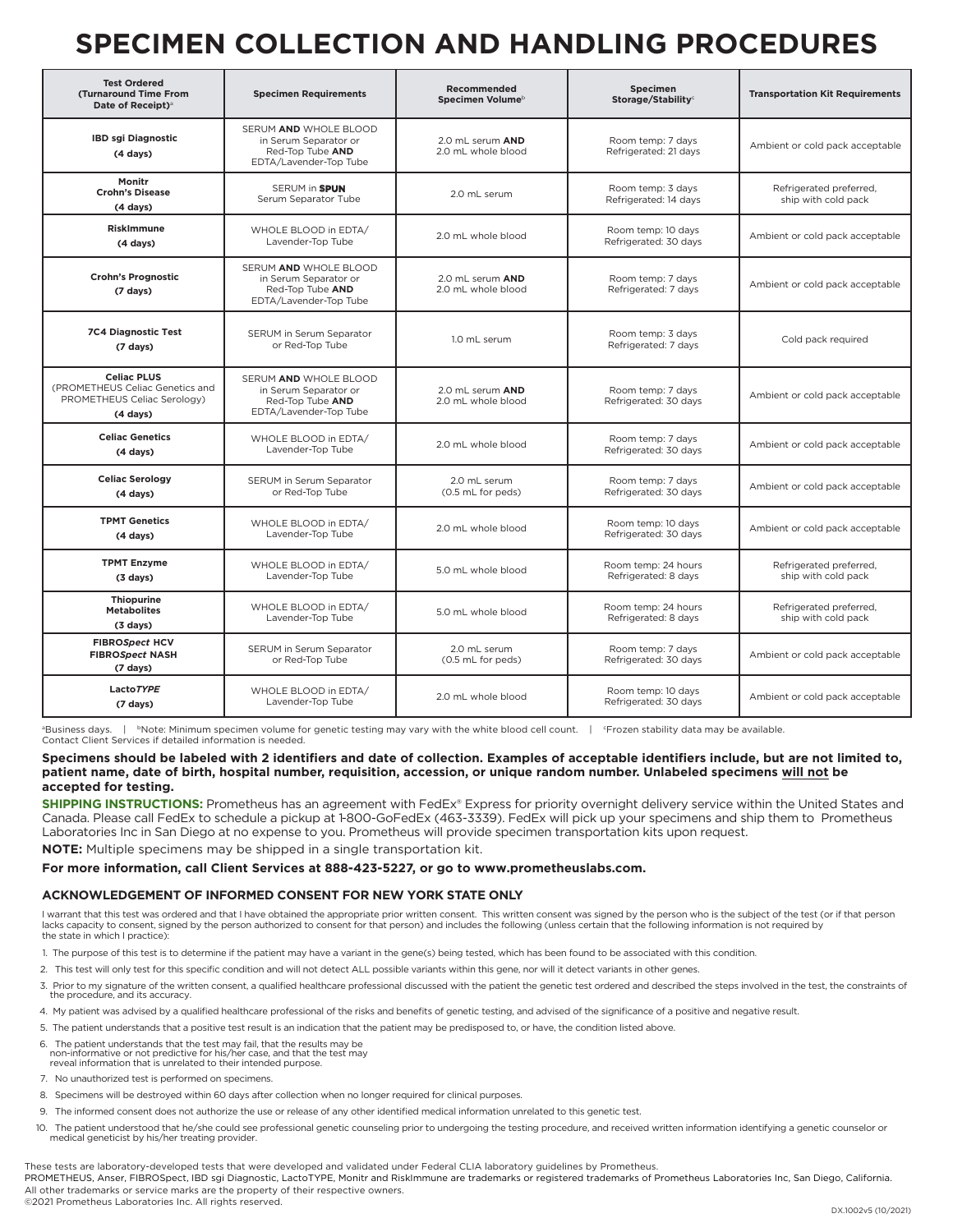# SPECIMEN COLLECTION AND HANDLING PROCEDURES

| Test Ordered (Turnaround Time From Date of Receipt)[a] | Specimen Requirements | Recommended Specimen Volume[b] | Specimen Storage/Stability[c] | Transportation Kit Requirements |
|---|---|---|---|---|
| **IBD sgi Diagnostic** **(4 days)** | SERUM **AND** WHOLE BLOOD in Serum Separator or Red-Top Tube **AND** EDTA/Lavender-Top Tube | 2.0 mL serum **AND** 2.0 mL whole blood | Room temp: 7 days Refrigerated: 21 days | Ambient or cold pack acceptable |
| **Monitr Crohn's Disease** **(4 days)** | SERUM in **SPUN** Serum Separator Tube | 2.0 mL serum | Room temp: 3 days Refrigerated: 14 days | Refrigerated preferred, ship with cold pack |
| **RiskImmune** **(4 days)** | WHOLE BLOOD in EDTA/ Lavender-Top Tube | 2.0 mL whole blood | Room temp: 10 days Refrigerated: 30 days | Ambient or cold pack acceptable |
| **Crohn's Prognostic** **(7 days)** | SERUM **AND** WHOLE BLOOD in Serum Separator or Red-Top Tube **AND** EDTA/Lavender-Top Tube | 2.0 mL serum **AND** 2.0 mL whole blood | Room temp: 7 days Refrigerated: 7 days | Ambient or cold pack acceptable |
| **7C4 Diagnostic Test** **(7 days)** | SERUM in Serum Separator or Red-Top Tube | 1.0 mL serum | Room temp: 3 days Refrigerated: 7 days | Cold pack required |
| **Celiac PLUS** (PROMETHEUS Celiac Genetics and PROMETHEUS Celiac Serology) **(4 days)** | SERUM **AND** WHOLE BLOOD in Serum Separator or Red-Top Tube **AND** EDTA/Lavender-Top Tube | 2.0 mL serum **AND** 2.0 mL whole blood | Room temp: 7 days Refrigerated: 30 days | Ambient or cold pack acceptable |
| **Celiac Genetics** **(4 days)** | WHOLE BLOOD in EDTA/ Lavender-Top Tube | 2.0 mL whole blood | Room temp: 7 days Refrigerated: 30 days | Ambient or cold pack acceptable |
| **Celiac Serology** **(4 days)** | SERUM in Serum Separator or Red-Top Tube | 2.0 mL serum (0.5 mL for peds) | Room temp: 7 days Refrigerated: 30 days | Ambient or cold pack acceptable |
| **TPMT Genetics** **(4 days)** | WHOLE BLOOD in EDTA/ Lavender-Top Tube | 2.0 mL whole blood | Room temp: 10 days Refrigerated: 30 days | Ambient or cold pack acceptable |
| **TPMT Enzyme** **(3 days)** | WHOLE BLOOD in EDTA/ Lavender-Top Tube | 5.0 mL whole blood | Room temp: 24 hours Refrigerated: 8 days | Refrigerated preferred, ship with cold pack |
| **Thiopurine Metabolites** **(3 days)** | WHOLE BLOOD in EDTA/ Lavender-Top Tube | 5.0 mL whole blood | Room temp: 24 hours Refrigerated: 8 days | Refrigerated preferred, ship with cold pack |
| **FIBRO*Spect* HCV FIBRO*Spect* NASH** **(7 days)** | SERUM in Serum Separator or Red-Top Tube | 2.0 mL serum (0.5 mL for peds) | Room temp: 7 days Refrigerated: 30 days | Ambient or cold pack acceptable |
| **Lacto*TYPE*** **(7 days)** | WHOLE BLOOD in EDTA/ Lavender-Top Tube | 2.0 mL whole blood | Room temp: 10 days Refrigerated: 30 days | Ambient or cold pack acceptable |

[a]Business days. | [b]Note: Minimum specimen volume for genetic testing may vary with the white blood cell count. | [c]Frozen stability data may be available. Contact Client Services if detailed information is needed.

**Specimens should be labeled with 2 identifiers and date of collection. Examples of acceptable identifiers include, but are not limited to, patient name, date of birth, hospital number, requisition, accession, or unique random number. Unlabeled specimens <u>will not</u> be accepted for testing.**

**SHIPPING INSTRUCTIONS:** Prometheus has an agreement with FedEx® Express for priority overnight delivery service within the United States and Canada. Please call FedEx to schedule a pickup at 1-800-GoFedEx (463-3339). FedEx will pick up your specimens and ship them to Prometheus Laboratories Inc in San Diego at no expense to you. Prometheus will provide specimen transportation kits upon request.

**NOTE:** Multiple specimens may be shipped in a single transportation kit.

**For more information, call Client Services at 888-423-5227, or go to www.prometheuslabs.com.**

### ACKNOWLEDGEMENT OF INFORMED CONSENT FOR NEW YORK STATE ONLY

I warrant that this test was ordered and that I have obtained the appropriate prior written consent. This written consent was signed by the person who is the subject of the test (or if that person lacks capacity to consent, signed by the person authorized to consent for that person) and includes the following (unless certain that the following information is not required by the state in which I practice):

1. The purpose of this test is to determine if the patient may have a variant in the gene(s) being tested, which has been found to be associated with this condition.
2. This test will only test for this specific condition and will not detect ALL possible variants within this gene, nor will it detect variants in other genes.
3. Prior to my signature of the written consent, a qualified healthcare professional discussed with the patient the genetic test ordered and described the steps involved in the test, the constraints of the procedure, and its accuracy.
4. My patient was advised by a qualified healthcare professional of the risks and benefits of genetic testing, and advised of the significance of a positive and negative result.
5. The patient understands that a positive test result is an indication that the patient may be predisposed to, or have, the condition listed above.
6. The patient understands that the test may fail, that the results may be non-informative or not predictive for his/her case, and that the test may reveal information that is unrelated to their intended purpose.
7. No unauthorized test is performed on specimens.
8. Specimens will be destroyed within 60 days after collection when no longer required for clinical purposes.
9. The informed consent does not authorize the use or release of any other identified medical information unrelated to this genetic test.
10. The patient understood that he/she could see professional genetic counseling prior to undergoing the testing procedure, and received written information identifying a genetic counselor or medical geneticist by his/her treating provider.

These tests are laboratory-developed tests that were developed and validated under Federal CLIA laboratory guidelines by Prometheus.
PROMETHEUS, Anser, FIBROSpect, IBD sgi Diagnostic, LactoTYPE, Monitr and RiskImmune are trademarks or registered trademarks of Prometheus Laboratories Inc, San Diego, California.
All other trademarks or service marks are the property of their respective owners.
©2021 Prometheus Laboratories Inc. All rights reserved.

DX.1002v5 (10/2021)